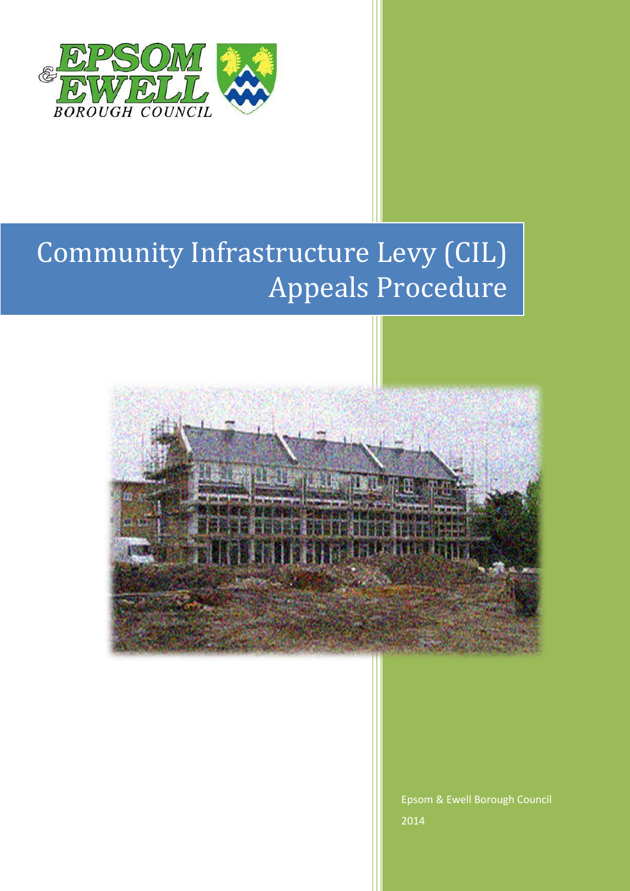# Community Infrastructure Levy (CIL) Appeals Procedure

Epsom & Ewell Borough Council

2014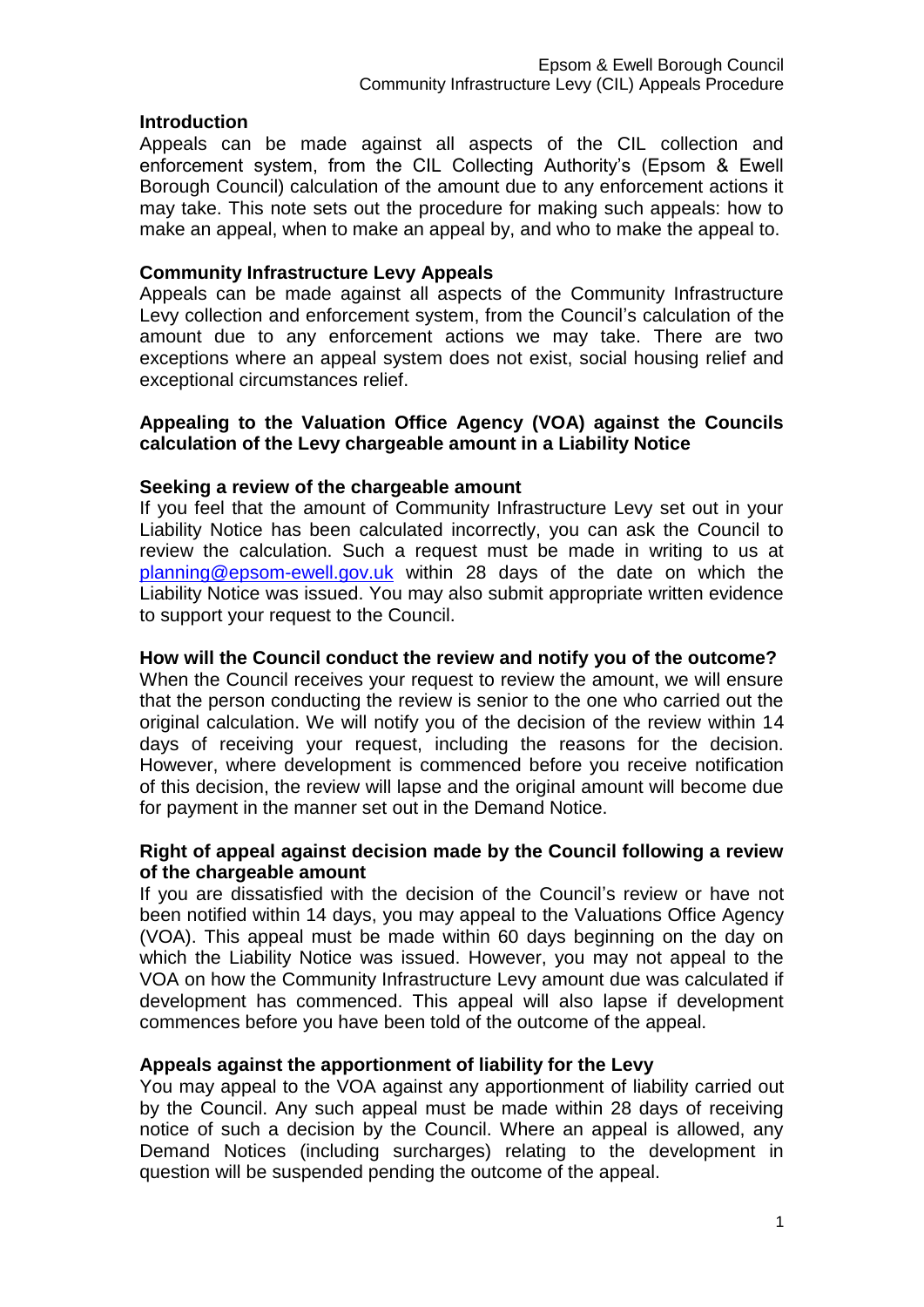## Introduction

Appeals can be made against all aspects of the CIL collection and enforcement system, from the CIL Collecting Authority's (Epsom & Ewell Borough Council) calculation of the amount due to any enforcement actions it may take. This note sets out the procedure for making such appeals: how to make an appeal, when to make an appeal by, and who to make the appeal to.

## Community Infrastructure Levy Appeals

Appeals can be made against all aspects of the Community Infrastructure Levy collection and enforcement system, from the Council's calculation of the amount due to any enforcement actions we may take. There are two exceptions where an appeal system does not exist, social housing relief and exceptional circumstances relief.

## Appealing to the Valuation Office Agency (VOA) against the Councils calculation of the Levy chargeable amount in a Liability Notice

### Seeking a review of the chargeable amount

If you feel that the amount of Community Infrastructure Levy set out in your Liability Notice has been calculated incorrectly, you can ask the Council to review the calculation. Such a request must be made in writing to us at planning@epsom-ewell.gov.uk within 28 days of the date on which the Liability Notice was issued. You may also submit appropriate written evidence to support your request to the Council.

### How will the Council conduct the review and notify you of the outcome?

When the Council receives your request to review the amount, we will ensure that the person conducting the review is senior to the one who carried out the original calculation. We will notify you of the decision of the review within 14 days of receiving your request, including the reasons for the decision. However, where development is commenced before you receive notification of this decision, the review will lapse and the original amount will become due for payment in the manner set out in the Demand Notice.

### Right of appeal against decision made by the Council following a review of the chargeable amount

If you are dissatisfied with the decision of the Council's review or have not been notified within 14 days, you may appeal to the Valuations Office Agency (VOA). This appeal must be made within 60 days beginning on the day on which the Liability Notice was issued. However, you may not appeal to the VOA on how the Community Infrastructure Levy amount due was calculated if development has commenced. This appeal will also lapse if development commences before you have been told of the outcome of the appeal.

### Appeals against the apportionment of liability for the Levy

You may appeal to the VOA against any apportionment of liability carried out by the Council. Any such appeal must be made within 28 days of receiving notice of such a decision by the Council. Where an appeal is allowed, any Demand Notices (including surcharges) relating to the development in question will be suspended pending the outcome of the appeal.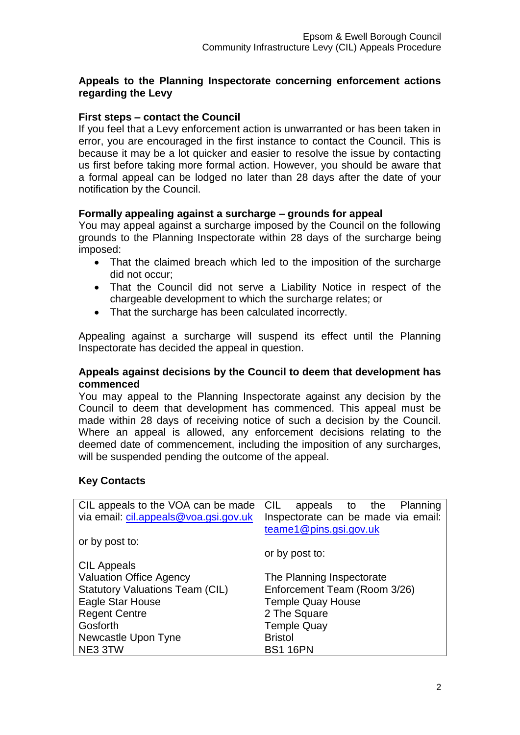## Appeals to the Planning Inspectorate concerning enforcement actions regarding the Levy

### First steps – contact the Council

If you feel that a Levy enforcement action is unwarranted or has been taken in error, you are encouraged in the first instance to contact the Council. This is because it may be a lot quicker and easier to resolve the issue by contacting us first before taking more formal action. However, you should be aware that a formal appeal can be lodged no later than 28 days after the date of your notification by the Council.

### Formally appealing against a surcharge – grounds for appeal

You may appeal against a surcharge imposed by the Council on the following grounds to the Planning Inspectorate within 28 days of the surcharge being imposed:

- That the claimed breach which led to the imposition of the surcharge did not occur;
- That the Council did not serve a Liability Notice in respect of the chargeable development to which the surcharge relates; or
- That the surcharge has been calculated incorrectly.

Appealing against a surcharge will suspend its effect until the Planning Inspectorate has decided the appeal in question.

### Appeals against decisions by the Council to deem that development has commenced

You may appeal to the Planning Inspectorate against any decision by the Council to deem that development has commenced. This appeal must be made within 28 days of receiving notice of such a decision by the Council. Where an appeal is allowed, any enforcement decisions relating to the deemed date of commencement, including the imposition of any surcharges, will be suspended pending the outcome of the appeal.

### Key Contacts

| | |
|---|---|
| CIL appeals to the VOA can be made via email: cil.appeals@voa.gsi.gov.uk<br><br>or by post to:<br><br>CIL Appeals<br>Valuation Office Agency<br>Statutory Valuations Team (CIL)<br>Eagle Star House<br>Regent Centre<br>Gosforth<br>Newcastle Upon Tyne<br>NE3 3TW | CIL appeals to the Planning Inspectorate can be made via email: teame1@pins.gsi.gov.uk<br><br>or by post to:<br><br>The Planning Inspectorate<br>Enforcement Team (Room 3/26)<br>Temple Quay House<br>2 The Square<br>Temple Quay<br>Bristol<br>BS1 16PN |